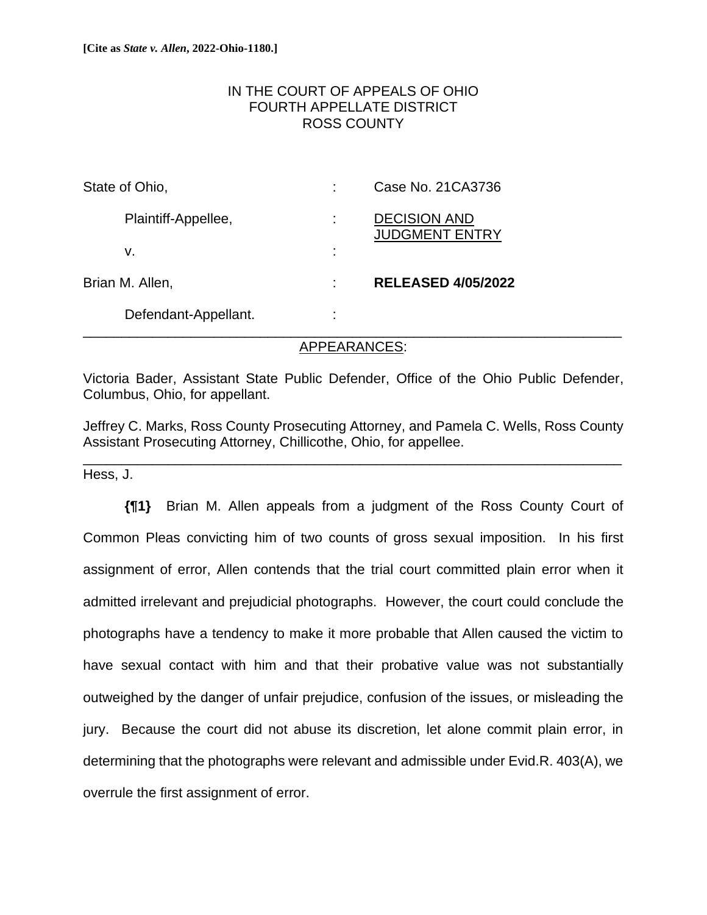**[Cite as *State v. Allen*, 2022-Ohio-1180.]**

IN THE COURT OF APPEALS OF OHIO
FOURTH APPELLATE DISTRICT
ROSS COUNTY

| | | |
|---|---|---|
| State of Ohio, | : | Case No. 21CA3736 |
| Plaintiff-Appellee, | : | DECISION AND JUDGMENT ENTRY |
| v. | : | |
| Brian M. Allen, | : | **RELEASED 4/05/2022** |
| Defendant-Appellant. | : | |

APPEARANCES:

Victoria Bader, Assistant State Public Defender, Office of the Ohio Public Defender, Columbus, Ohio, for appellant.

Jeffrey C. Marks, Ross County Prosecuting Attorney, and Pamela C. Wells, Ross County Assistant Prosecuting Attorney, Chillicothe, Ohio, for appellee.

Hess, J.

**{¶1}** Brian M. Allen appeals from a judgment of the Ross County Court of Common Pleas convicting him of two counts of gross sexual imposition. In his first assignment of error, Allen contends that the trial court committed plain error when it admitted irrelevant and prejudicial photographs. However, the court could conclude the photographs have a tendency to make it more probable that Allen caused the victim to have sexual contact with him and that their probative value was not substantially outweighed by the danger of unfair prejudice, confusion of the issues, or misleading the jury. Because the court did not abuse its discretion, let alone commit plain error, in determining that the photographs were relevant and admissible under Evid.R. 403(A), we overrule the first assignment of error.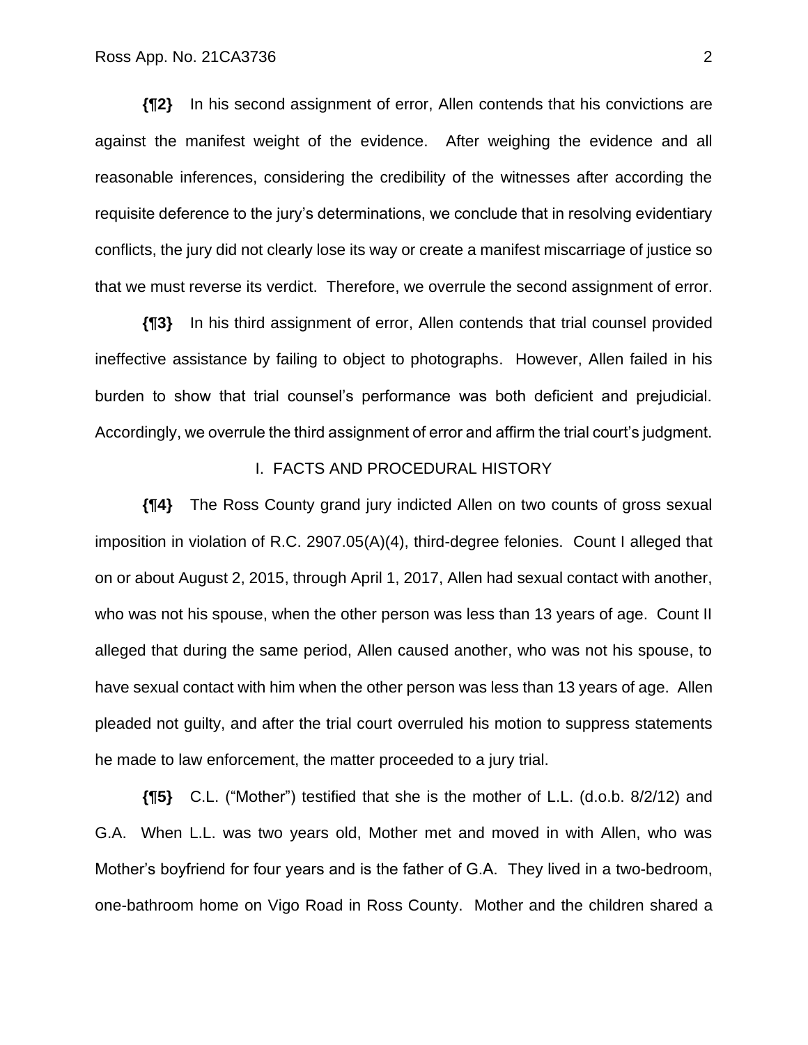**{¶2}** In his second assignment of error, Allen contends that his convictions are against the manifest weight of the evidence. After weighing the evidence and all reasonable inferences, considering the credibility of the witnesses after according the requisite deference to the jury's determinations, we conclude that in resolving evidentiary conflicts, the jury did not clearly lose its way or create a manifest miscarriage of justice so that we must reverse its verdict. Therefore, we overrule the second assignment of error.

**{¶3}** In his third assignment of error, Allen contends that trial counsel provided ineffective assistance by failing to object to photographs. However, Allen failed in his burden to show that trial counsel's performance was both deficient and prejudicial. Accordingly, we overrule the third assignment of error and affirm the trial court's judgment.

## I. FACTS AND PROCEDURAL HISTORY

**{¶4}** The Ross County grand jury indicted Allen on two counts of gross sexual imposition in violation of R.C. 2907.05(A)(4), third-degree felonies. Count I alleged that on or about August 2, 2015, through April 1, 2017, Allen had sexual contact with another, who was not his spouse, when the other person was less than 13 years of age. Count II alleged that during the same period, Allen caused another, who was not his spouse, to have sexual contact with him when the other person was less than 13 years of age. Allen pleaded not guilty, and after the trial court overruled his motion to suppress statements he made to law enforcement, the matter proceeded to a jury trial.

**{¶5}** C.L. ("Mother") testified that she is the mother of L.L. (d.o.b. 8/2/12) and G.A. When L.L. was two years old, Mother met and moved in with Allen, who was Mother's boyfriend for four years and is the father of G.A. They lived in a two-bedroom, one-bathroom home on Vigo Road in Ross County. Mother and the children shared a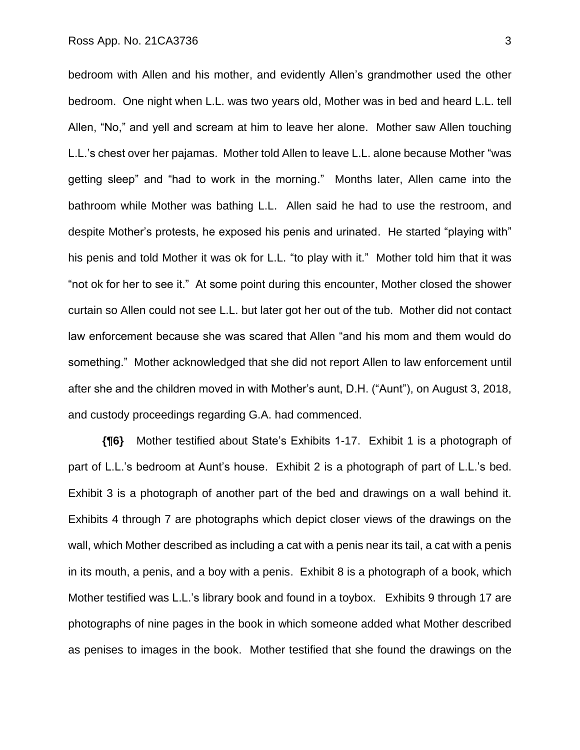bedroom with Allen and his mother, and evidently Allen's grandmother used the other bedroom. One night when L.L. was two years old, Mother was in bed and heard L.L. tell Allen, "No," and yell and scream at him to leave her alone. Mother saw Allen touching L.L.'s chest over her pajamas. Mother told Allen to leave L.L. alone because Mother "was getting sleep" and "had to work in the morning." Months later, Allen came into the bathroom while Mother was bathing L.L. Allen said he had to use the restroom, and despite Mother's protests, he exposed his penis and urinated. He started "playing with" his penis and told Mother it was ok for L.L. "to play with it." Mother told him that it was "not ok for her to see it." At some point during this encounter, Mother closed the shower curtain so Allen could not see L.L. but later got her out of the tub. Mother did not contact law enforcement because she was scared that Allen "and his mom and them would do something." Mother acknowledged that she did not report Allen to law enforcement until after she and the children moved in with Mother's aunt, D.H. ("Aunt"), on August 3, 2018, and custody proceedings regarding G.A. had commenced.

**{¶6}** Mother testified about State's Exhibits 1-17. Exhibit 1 is a photograph of part of L.L.'s bedroom at Aunt's house. Exhibit 2 is a photograph of part of L.L.'s bed. Exhibit 3 is a photograph of another part of the bed and drawings on a wall behind it. Exhibits 4 through 7 are photographs which depict closer views of the drawings on the wall, which Mother described as including a cat with a penis near its tail, a cat with a penis in its mouth, a penis, and a boy with a penis. Exhibit 8 is a photograph of a book, which Mother testified was L.L.'s library book and found in a toybox. Exhibits 9 through 17 are photographs of nine pages in the book in which someone added what Mother described as penises to images in the book. Mother testified that she found the drawings on the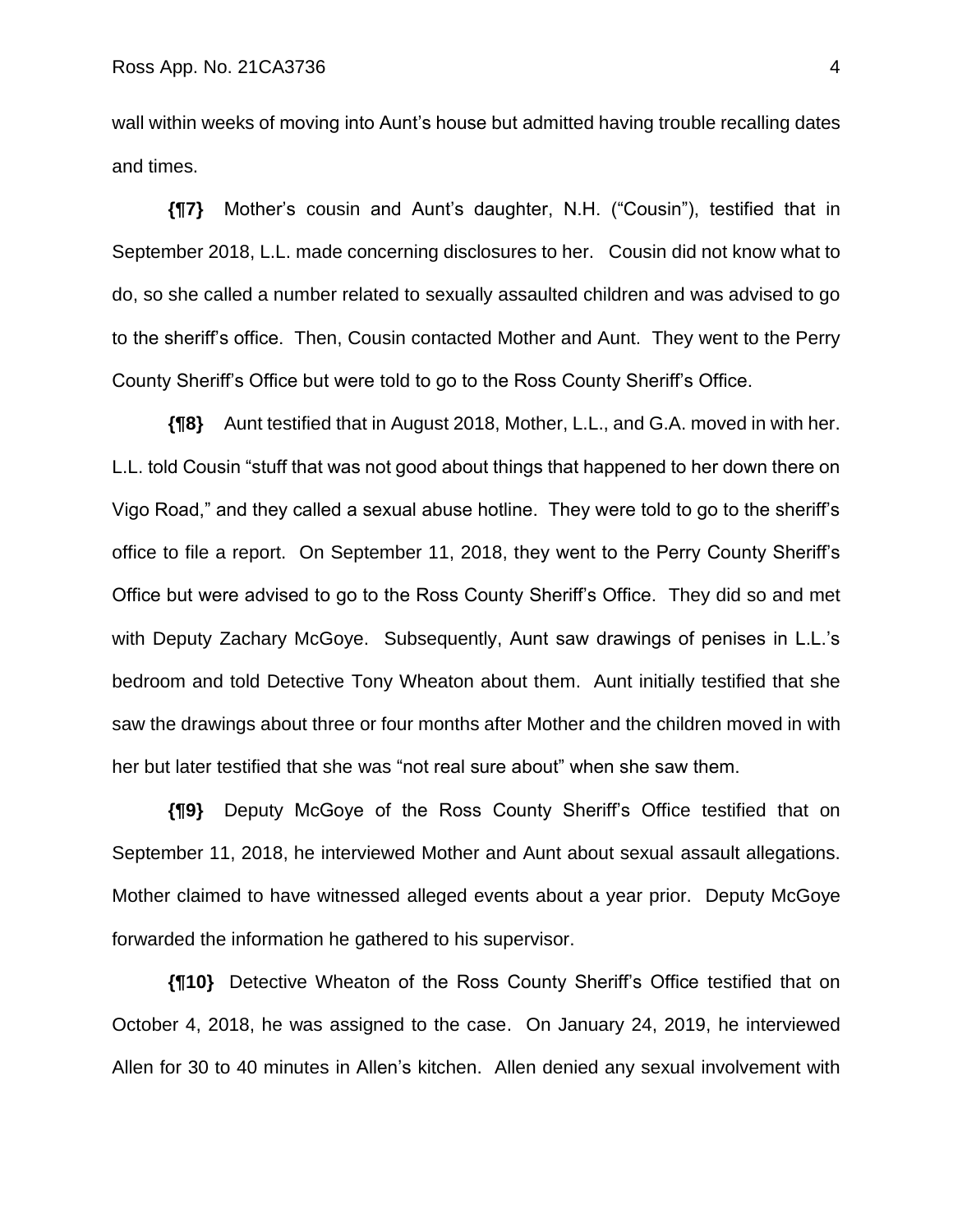wall within weeks of moving into Aunt's house but admitted having trouble recalling dates and times.

**{¶7}** Mother's cousin and Aunt's daughter, N.H. ("Cousin"), testified that in September 2018, L.L. made concerning disclosures to her. Cousin did not know what to do, so she called a number related to sexually assaulted children and was advised to go to the sheriff's office. Then, Cousin contacted Mother and Aunt. They went to the Perry County Sheriff's Office but were told to go to the Ross County Sheriff's Office.

**{¶8}** Aunt testified that in August 2018, Mother, L.L., and G.A. moved in with her. L.L. told Cousin "stuff that was not good about things that happened to her down there on Vigo Road," and they called a sexual abuse hotline. They were told to go to the sheriff's office to file a report. On September 11, 2018, they went to the Perry County Sheriff's Office but were advised to go to the Ross County Sheriff's Office. They did so and met with Deputy Zachary McGoye. Subsequently, Aunt saw drawings of penises in L.L.'s bedroom and told Detective Tony Wheaton about them. Aunt initially testified that she saw the drawings about three or four months after Mother and the children moved in with her but later testified that she was "not real sure about" when she saw them.

**{¶9}** Deputy McGoye of the Ross County Sheriff's Office testified that on September 11, 2018, he interviewed Mother and Aunt about sexual assault allegations. Mother claimed to have witnessed alleged events about a year prior. Deputy McGoye forwarded the information he gathered to his supervisor.

**{¶10}** Detective Wheaton of the Ross County Sheriff's Office testified that on October 4, 2018, he was assigned to the case. On January 24, 2019, he interviewed Allen for 30 to 40 minutes in Allen's kitchen. Allen denied any sexual involvement with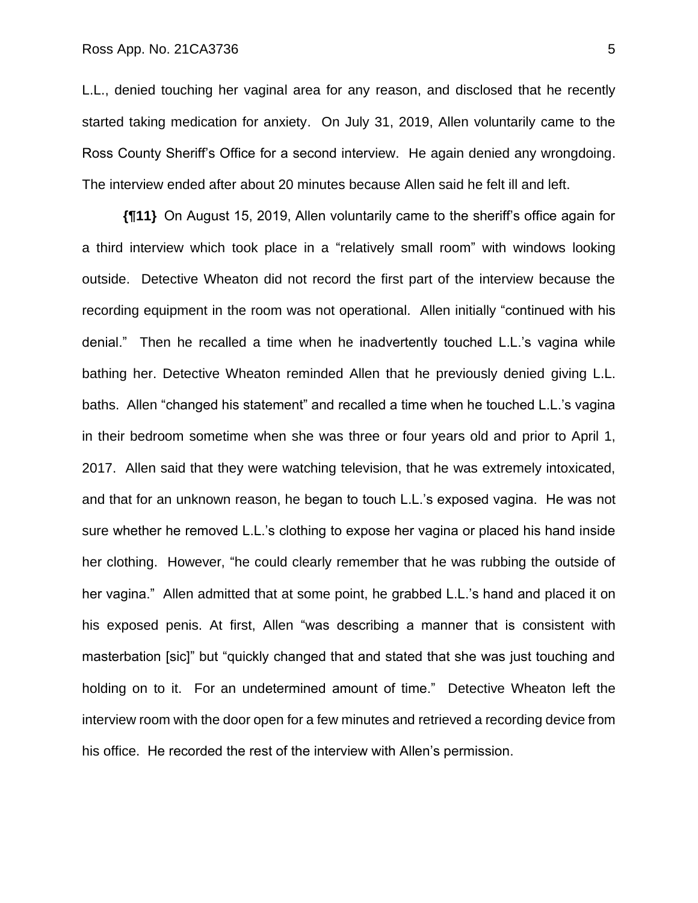L.L., denied touching her vaginal area for any reason, and disclosed that he recently started taking medication for anxiety. On July 31, 2019, Allen voluntarily came to the Ross County Sheriff's Office for a second interview. He again denied any wrongdoing. The interview ended after about 20 minutes because Allen said he felt ill and left.

**{¶11}** On August 15, 2019, Allen voluntarily came to the sheriff's office again for a third interview which took place in a "relatively small room" with windows looking outside. Detective Wheaton did not record the first part of the interview because the recording equipment in the room was not operational. Allen initially "continued with his denial." Then he recalled a time when he inadvertently touched L.L.'s vagina while bathing her. Detective Wheaton reminded Allen that he previously denied giving L.L. baths. Allen "changed his statement" and recalled a time when he touched L.L.'s vagina in their bedroom sometime when she was three or four years old and prior to April 1, 2017. Allen said that they were watching television, that he was extremely intoxicated, and that for an unknown reason, he began to touch L.L.'s exposed vagina. He was not sure whether he removed L.L.'s clothing to expose her vagina or placed his hand inside her clothing. However, "he could clearly remember that he was rubbing the outside of her vagina." Allen admitted that at some point, he grabbed L.L.'s hand and placed it on his exposed penis. At first, Allen "was describing a manner that is consistent with masterbation [sic]" but "quickly changed that and stated that she was just touching and holding on to it. For an undetermined amount of time." Detective Wheaton left the interview room with the door open for a few minutes and retrieved a recording device from his office. He recorded the rest of the interview with Allen's permission.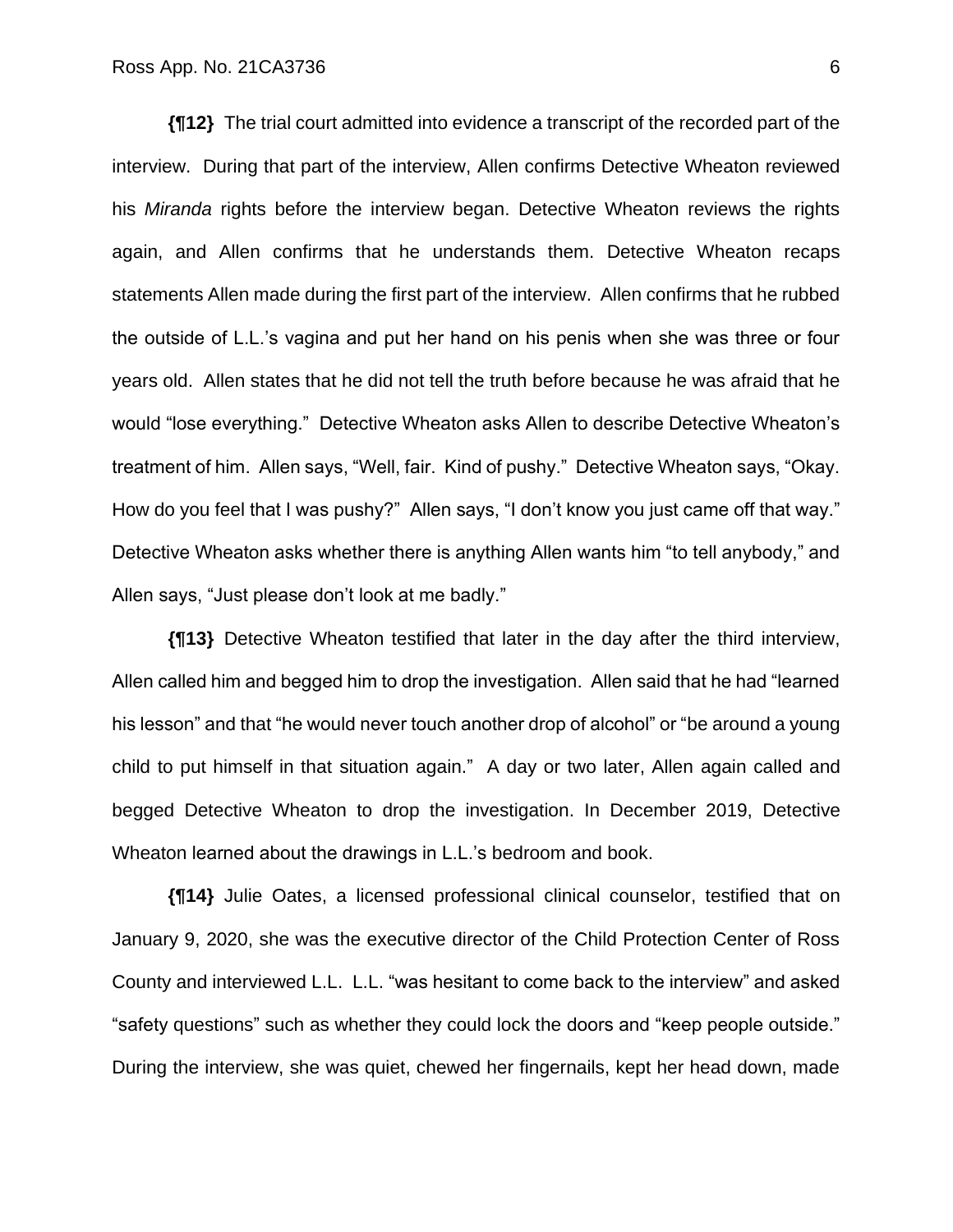**{¶12}** The trial court admitted into evidence a transcript of the recorded part of the interview. During that part of the interview, Allen confirms Detective Wheaton reviewed his *Miranda* rights before the interview began. Detective Wheaton reviews the rights again, and Allen confirms that he understands them. Detective Wheaton recaps statements Allen made during the first part of the interview. Allen confirms that he rubbed the outside of L.L.'s vagina and put her hand on his penis when she was three or four years old. Allen states that he did not tell the truth before because he was afraid that he would "lose everything." Detective Wheaton asks Allen to describe Detective Wheaton's treatment of him. Allen says, "Well, fair. Kind of pushy." Detective Wheaton says, "Okay. How do you feel that I was pushy?" Allen says, "I don't know you just came off that way." Detective Wheaton asks whether there is anything Allen wants him "to tell anybody," and Allen says, "Just please don't look at me badly."

**{¶13}** Detective Wheaton testified that later in the day after the third interview, Allen called him and begged him to drop the investigation. Allen said that he had "learned his lesson" and that "he would never touch another drop of alcohol" or "be around a young child to put himself in that situation again." A day or two later, Allen again called and begged Detective Wheaton to drop the investigation. In December 2019, Detective Wheaton learned about the drawings in L.L.'s bedroom and book.

**{¶14}** Julie Oates, a licensed professional clinical counselor, testified that on January 9, 2020, she was the executive director of the Child Protection Center of Ross County and interviewed L.L. L.L. "was hesitant to come back to the interview" and asked "safety questions" such as whether they could lock the doors and "keep people outside." During the interview, she was quiet, chewed her fingernails, kept her head down, made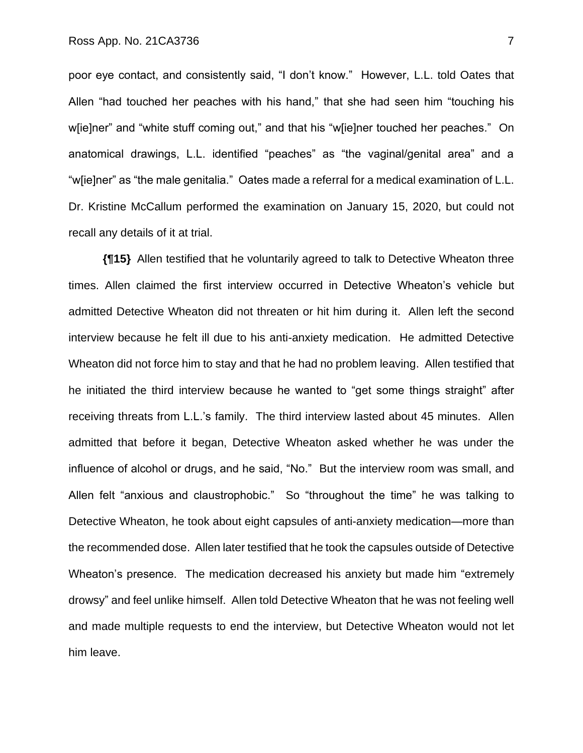poor eye contact, and consistently said, "I don't know." However, L.L. told Oates that Allen "had touched her peaches with his hand," that she had seen him "touching his w[ie]ner" and "white stuff coming out," and that his "w[ie]ner touched her peaches." On anatomical drawings, L.L. identified "peaches" as "the vaginal/genital area" and a "w[ie]ner" as "the male genitalia." Oates made a referral for a medical examination of L.L. Dr. Kristine McCallum performed the examination on January 15, 2020, but could not recall any details of it at trial.

**{¶15}** Allen testified that he voluntarily agreed to talk to Detective Wheaton three times. Allen claimed the first interview occurred in Detective Wheaton's vehicle but admitted Detective Wheaton did not threaten or hit him during it. Allen left the second interview because he felt ill due to his anti-anxiety medication. He admitted Detective Wheaton did not force him to stay and that he had no problem leaving. Allen testified that he initiated the third interview because he wanted to "get some things straight" after receiving threats from L.L.'s family. The third interview lasted about 45 minutes. Allen admitted that before it began, Detective Wheaton asked whether he was under the influence of alcohol or drugs, and he said, "No." But the interview room was small, and Allen felt "anxious and claustrophobic." So "throughout the time" he was talking to Detective Wheaton, he took about eight capsules of anti-anxiety medication—more than the recommended dose. Allen later testified that he took the capsules outside of Detective Wheaton's presence. The medication decreased his anxiety but made him "extremely drowsy" and feel unlike himself. Allen told Detective Wheaton that he was not feeling well and made multiple requests to end the interview, but Detective Wheaton would not let him leave.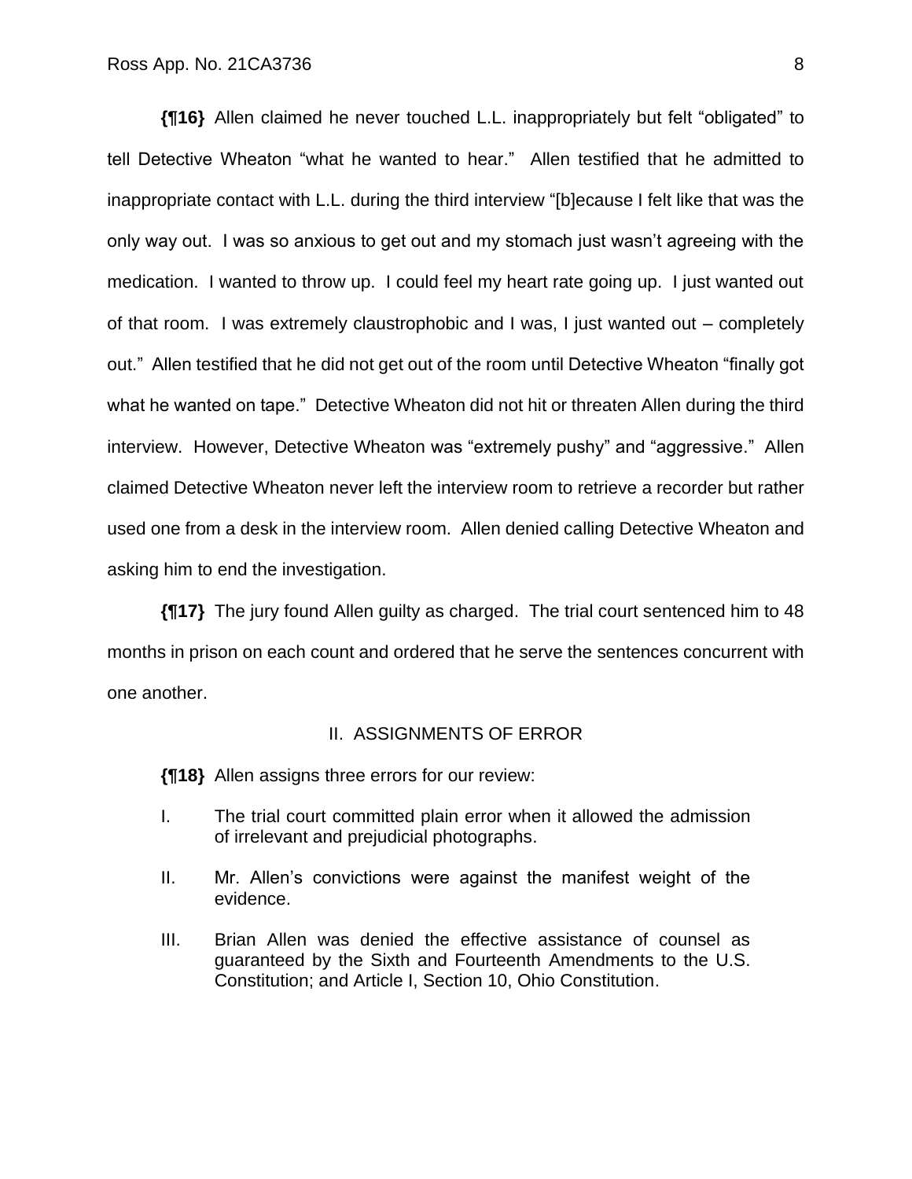**{¶16}** Allen claimed he never touched L.L. inappropriately but felt "obligated" to tell Detective Wheaton "what he wanted to hear." Allen testified that he admitted to inappropriate contact with L.L. during the third interview "[b]ecause I felt like that was the only way out. I was so anxious to get out and my stomach just wasn't agreeing with the medication. I wanted to throw up. I could feel my heart rate going up. I just wanted out of that room. I was extremely claustrophobic and I was, I just wanted out – completely out." Allen testified that he did not get out of the room until Detective Wheaton "finally got what he wanted on tape." Detective Wheaton did not hit or threaten Allen during the third interview. However, Detective Wheaton was "extremely pushy" and "aggressive." Allen claimed Detective Wheaton never left the interview room to retrieve a recorder but rather used one from a desk in the interview room. Allen denied calling Detective Wheaton and asking him to end the investigation.

**{¶17}** The jury found Allen guilty as charged. The trial court sentenced him to 48 months in prison on each count and ordered that he serve the sentences concurrent with one another.

## II. ASSIGNMENTS OF ERROR

**{¶18}** Allen assigns three errors for our review:

I. The trial court committed plain error when it allowed the admission of irrelevant and prejudicial photographs.

II. Mr. Allen's convictions were against the manifest weight of the evidence.

III. Brian Allen was denied the effective assistance of counsel as guaranteed by the Sixth and Fourteenth Amendments to the U.S. Constitution; and Article I, Section 10, Ohio Constitution.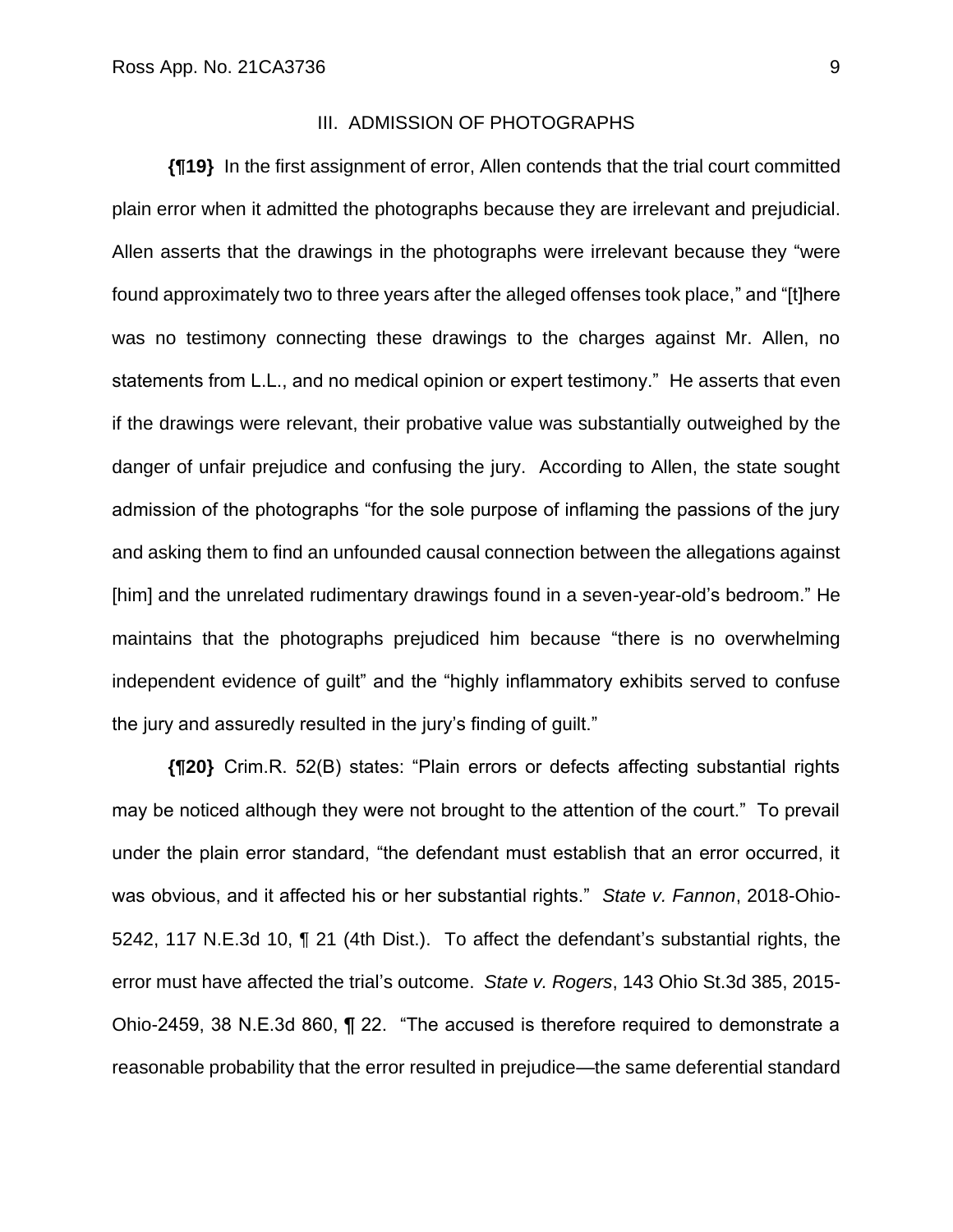### III. ADMISSION OF PHOTOGRAPHS

**{¶19}** In the first assignment of error, Allen contends that the trial court committed plain error when it admitted the photographs because they are irrelevant and prejudicial. Allen asserts that the drawings in the photographs were irrelevant because they "were found approximately two to three years after the alleged offenses took place," and "[t]here was no testimony connecting these drawings to the charges against Mr. Allen, no statements from L.L., and no medical opinion or expert testimony." He asserts that even if the drawings were relevant, their probative value was substantially outweighed by the danger of unfair prejudice and confusing the jury. According to Allen, the state sought admission of the photographs "for the sole purpose of inflaming the passions of the jury and asking them to find an unfounded causal connection between the allegations against [him] and the unrelated rudimentary drawings found in a seven-year-old's bedroom." He maintains that the photographs prejudiced him because "there is no overwhelming independent evidence of guilt" and the "highly inflammatory exhibits served to confuse the jury and assuredly resulted in the jury's finding of guilt."

**{¶20}** Crim.R. 52(B) states: "Plain errors or defects affecting substantial rights may be noticed although they were not brought to the attention of the court." To prevail under the plain error standard, "the defendant must establish that an error occurred, it was obvious, and it affected his or her substantial rights." *State v. Fannon*, 2018-Ohio-5242, 117 N.E.3d 10, ¶ 21 (4th Dist.). To affect the defendant's substantial rights, the error must have affected the trial's outcome. *State v. Rogers*, 143 Ohio St.3d 385, 2015-Ohio-2459, 38 N.E.3d 860, ¶ 22. "The accused is therefore required to demonstrate a reasonable probability that the error resulted in prejudice—the same deferential standard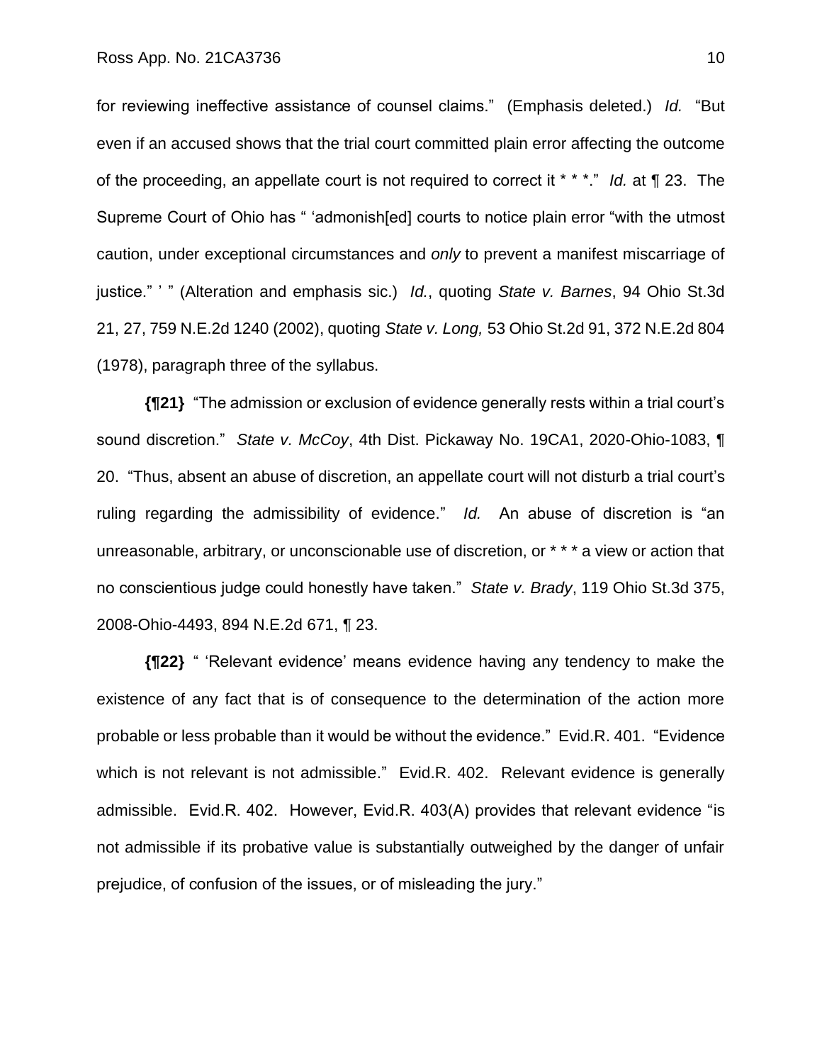for reviewing ineffective assistance of counsel claims." (Emphasis deleted.) *Id.* "But even if an accused shows that the trial court committed plain error affecting the outcome of the proceeding, an appellate court is not required to correct it * * *." *Id.* at ¶ 23. The Supreme Court of Ohio has " 'admonish[ed] courts to notice plain error "with the utmost caution, under exceptional circumstances and *only* to prevent a manifest miscarriage of justice." ' " (Alteration and emphasis sic.) *Id.*, quoting *State v. Barnes*, 94 Ohio St.3d 21, 27, 759 N.E.2d 1240 (2002), quoting *State v. Long,* 53 Ohio St.2d 91, 372 N.E.2d 804 (1978), paragraph three of the syllabus.

**{¶21}** "The admission or exclusion of evidence generally rests within a trial court's sound discretion." *State v. McCoy*, 4th Dist. Pickaway No. 19CA1, 2020-Ohio-1083, ¶ 20. "Thus, absent an abuse of discretion, an appellate court will not disturb a trial court's ruling regarding the admissibility of evidence." *Id.* An abuse of discretion is "an unreasonable, arbitrary, or unconscionable use of discretion, or * * * a view or action that no conscientious judge could honestly have taken." *State v. Brady*, 119 Ohio St.3d 375, 2008-Ohio-4493, 894 N.E.2d 671, ¶ 23.

**{¶22}** " 'Relevant evidence' means evidence having any tendency to make the existence of any fact that is of consequence to the determination of the action more probable or less probable than it would be without the evidence." Evid.R. 401. "Evidence which is not relevant is not admissible." Evid.R. 402. Relevant evidence is generally admissible. Evid.R. 402. However, Evid.R. 403(A) provides that relevant evidence "is not admissible if its probative value is substantially outweighed by the danger of unfair prejudice, of confusion of the issues, or of misleading the jury."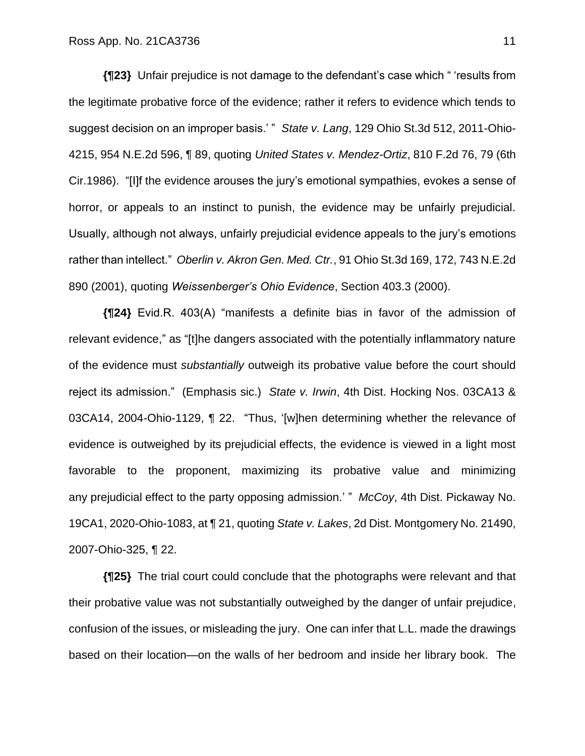**{¶23}** Unfair prejudice is not damage to the defendant's case which " 'results from the legitimate probative force of the evidence; rather it refers to evidence which tends to suggest decision on an improper basis.' " *State v. Lang*, 129 Ohio St.3d 512, 2011-Ohio-4215, 954 N.E.2d 596, ¶ 89, quoting *United States v. Mendez-Ortiz*, 810 F.2d 76, 79 (6th Cir.1986). "[I]f the evidence arouses the jury's emotional sympathies, evokes a sense of horror, or appeals to an instinct to punish, the evidence may be unfairly prejudicial. Usually, although not always, unfairly prejudicial evidence appeals to the jury's emotions rather than intellect." *Oberlin v. Akron Gen. Med. Ctr.*, 91 Ohio St.3d 169, 172, 743 N.E.2d 890 (2001), quoting *Weissenberger's Ohio Evidence*, Section 403.3 (2000).

**{¶24}** Evid.R. 403(A) "manifests a definite bias in favor of the admission of relevant evidence," as "[t]he dangers associated with the potentially inflammatory nature of the evidence must *substantially* outweigh its probative value before the court should reject its admission." (Emphasis sic.) *State v. Irwin*, 4th Dist. Hocking Nos. 03CA13 & 03CA14, 2004-Ohio-1129, ¶ 22. "Thus, '[w]hen determining whether the relevance of evidence is outweighed by its prejudicial effects, the evidence is viewed in a light most favorable to the proponent, maximizing its probative value and minimizing any prejudicial effect to the party opposing admission.' " *McCoy*, 4th Dist. Pickaway No. 19CA1, 2020-Ohio-1083, at ¶ 21, quoting *State v. Lakes*, 2d Dist. Montgomery No. 21490, 2007-Ohio-325, ¶ 22.

**{¶25}** The trial court could conclude that the photographs were relevant and that their probative value was not substantially outweighed by the danger of unfair prejudice, confusion of the issues, or misleading the jury. One can infer that L.L. made the drawings based on their location—on the walls of her bedroom and inside her library book. The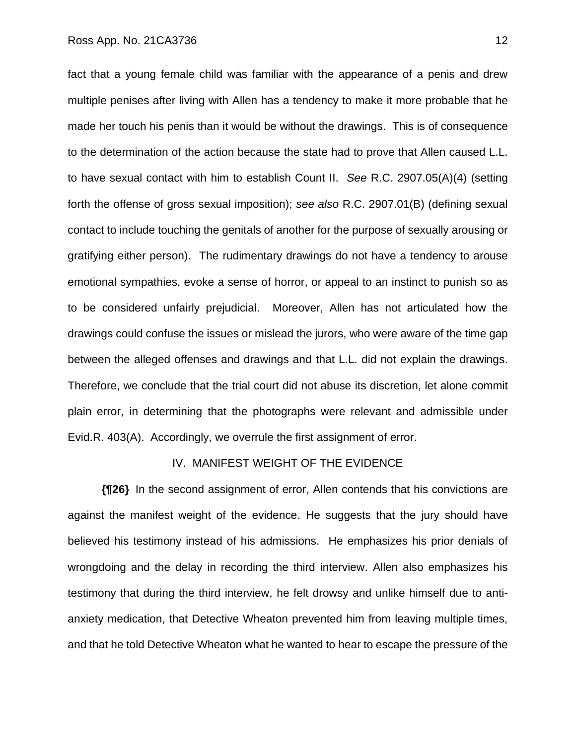fact that a young female child was familiar with the appearance of a penis and drew multiple penises after living with Allen has a tendency to make it more probable that he made her touch his penis than it would be without the drawings. This is of consequence to the determination of the action because the state had to prove that Allen caused L.L. to have sexual contact with him to establish Count II. *See* R.C. 2907.05(A)(4) (setting forth the offense of gross sexual imposition); *see also* R.C. 2907.01(B) (defining sexual contact to include touching the genitals of another for the purpose of sexually arousing or gratifying either person). The rudimentary drawings do not have a tendency to arouse emotional sympathies, evoke a sense of horror, or appeal to an instinct to punish so as to be considered unfairly prejudicial. Moreover, Allen has not articulated how the drawings could confuse the issues or mislead the jurors, who were aware of the time gap between the alleged offenses and drawings and that L.L. did not explain the drawings. Therefore, we conclude that the trial court did not abuse its discretion, let alone commit plain error, in determining that the photographs were relevant and admissible under Evid.R. 403(A). Accordingly, we overrule the first assignment of error.

## IV. MANIFEST WEIGHT OF THE EVIDENCE

**{¶26}** In the second assignment of error, Allen contends that his convictions are against the manifest weight of the evidence. He suggests that the jury should have believed his testimony instead of his admissions. He emphasizes his prior denials of wrongdoing and the delay in recording the third interview. Allen also emphasizes his testimony that during the third interview, he felt drowsy and unlike himself due to anti-anxiety medication, that Detective Wheaton prevented him from leaving multiple times, and that he told Detective Wheaton what he wanted to hear to escape the pressure of the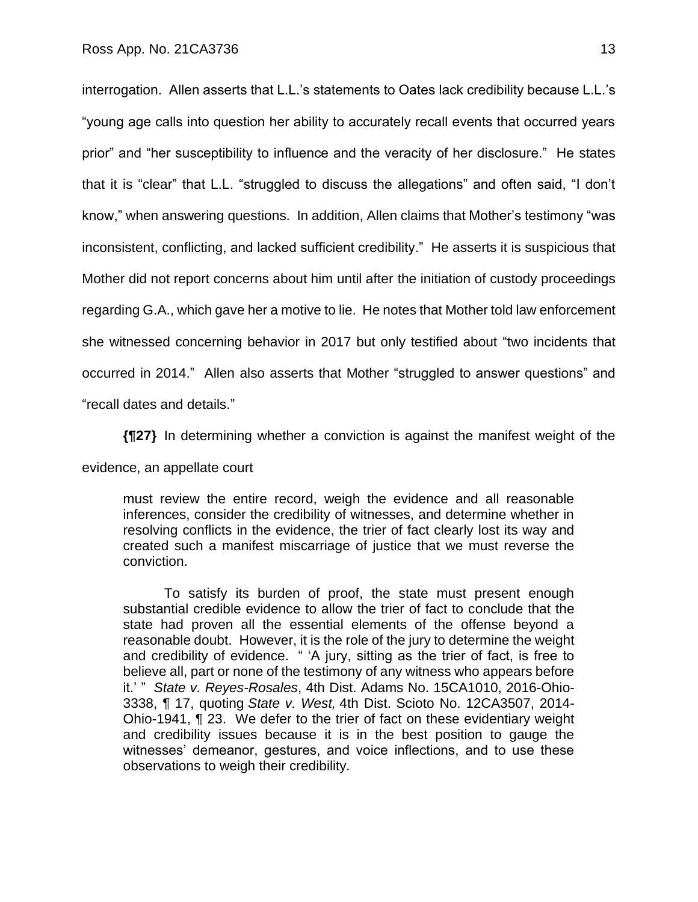interrogation. Allen asserts that L.L.'s statements to Oates lack credibility because L.L.'s "young age calls into question her ability to accurately recall events that occurred years prior" and "her susceptibility to influence and the veracity of her disclosure." He states that it is "clear" that L.L. "struggled to discuss the allegations" and often said, "I don't know," when answering questions. In addition, Allen claims that Mother's testimony "was inconsistent, conflicting, and lacked sufficient credibility." He asserts it is suspicious that Mother did not report concerns about him until after the initiation of custody proceedings regarding G.A., which gave her a motive to lie. He notes that Mother told law enforcement she witnessed concerning behavior in 2017 but only testified about "two incidents that occurred in 2014." Allen also asserts that Mother "struggled to answer questions" and "recall dates and details."

**{¶27}** In determining whether a conviction is against the manifest weight of the evidence, an appellate court

> must review the entire record, weigh the evidence and all reasonable inferences, consider the credibility of witnesses, and determine whether in resolving conflicts in the evidence, the trier of fact clearly lost its way and created such a manifest miscarriage of justice that we must reverse the conviction.
>
> To satisfy its burden of proof, the state must present enough substantial credible evidence to allow the trier of fact to conclude that the state had proven all the essential elements of the offense beyond a reasonable doubt. However, it is the role of the jury to determine the weight and credibility of evidence. " 'A jury, sitting as the trier of fact, is free to believe all, part or none of the testimony of any witness who appears before it.' " *State v. Reyes-Rosales*, 4th Dist. Adams No. 15CA1010, 2016-Ohio-3338, ¶ 17, quoting *State v. West,* 4th Dist. Scioto No. 12CA3507, 2014-Ohio-1941, ¶ 23. We defer to the trier of fact on these evidentiary weight and credibility issues because it is in the best position to gauge the witnesses' demeanor, gestures, and voice inflections, and to use these observations to weigh their credibility.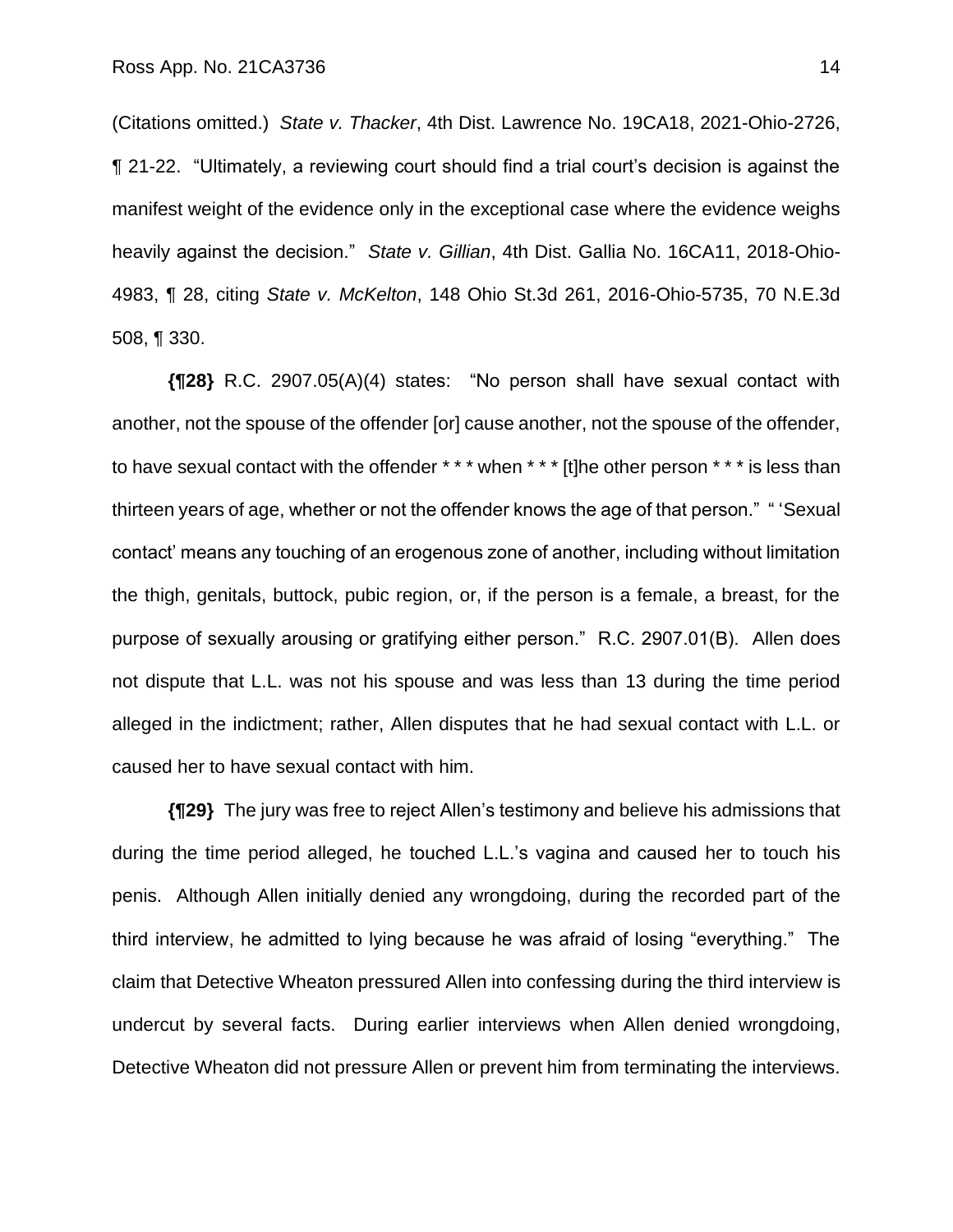(Citations omitted.) *State v. Thacker*, 4th Dist. Lawrence No. 19CA18, 2021-Ohio-2726, ¶ 21-22. "Ultimately, a reviewing court should find a trial court's decision is against the manifest weight of the evidence only in the exceptional case where the evidence weighs heavily against the decision." *State v. Gillian*, 4th Dist. Gallia No. 16CA11, 2018-Ohio-4983, ¶ 28, citing *State v. McKelton*, 148 Ohio St.3d 261, 2016-Ohio-5735, 70 N.E.3d 508, ¶ 330.

**{¶28}** R.C. 2907.05(A)(4) states: "No person shall have sexual contact with another, not the spouse of the offender [or] cause another, not the spouse of the offender, to have sexual contact with the offender * * * when * * * [t]he other person * * * is less than thirteen years of age, whether or not the offender knows the age of that person." " 'Sexual contact' means any touching of an erogenous zone of another, including without limitation the thigh, genitals, buttock, pubic region, or, if the person is a female, a breast, for the purpose of sexually arousing or gratifying either person." R.C. 2907.01(B). Allen does not dispute that L.L. was not his spouse and was less than 13 during the time period alleged in the indictment; rather, Allen disputes that he had sexual contact with L.L. or caused her to have sexual contact with him.

**{¶29}** The jury was free to reject Allen's testimony and believe his admissions that during the time period alleged, he touched L.L.'s vagina and caused her to touch his penis. Although Allen initially denied any wrongdoing, during the recorded part of the third interview, he admitted to lying because he was afraid of losing "everything." The claim that Detective Wheaton pressured Allen into confessing during the third interview is undercut by several facts. During earlier interviews when Allen denied wrongdoing, Detective Wheaton did not pressure Allen or prevent him from terminating the interviews.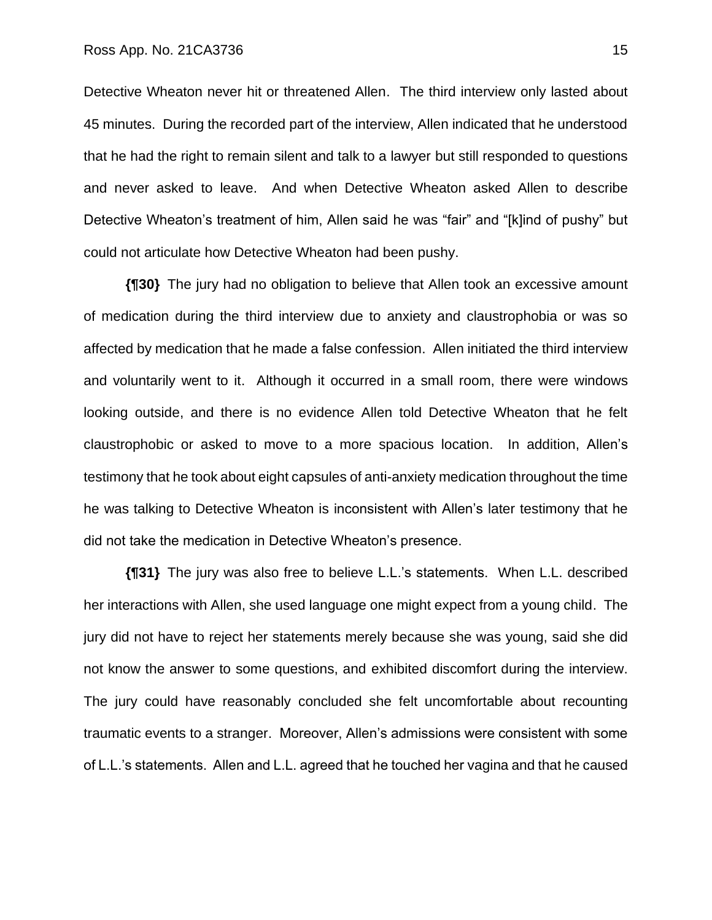Detective Wheaton never hit or threatened Allen. The third interview only lasted about 45 minutes. During the recorded part of the interview, Allen indicated that he understood that he had the right to remain silent and talk to a lawyer but still responded to questions and never asked to leave. And when Detective Wheaton asked Allen to describe Detective Wheaton's treatment of him, Allen said he was "fair" and "[k]ind of pushy" but could not articulate how Detective Wheaton had been pushy.

**{¶30}** The jury had no obligation to believe that Allen took an excessive amount of medication during the third interview due to anxiety and claustrophobia or was so affected by medication that he made a false confession. Allen initiated the third interview and voluntarily went to it. Although it occurred in a small room, there were windows looking outside, and there is no evidence Allen told Detective Wheaton that he felt claustrophobic or asked to move to a more spacious location. In addition, Allen's testimony that he took about eight capsules of anti-anxiety medication throughout the time he was talking to Detective Wheaton is inconsistent with Allen's later testimony that he did not take the medication in Detective Wheaton's presence.

**{¶31}** The jury was also free to believe L.L.'s statements. When L.L. described her interactions with Allen, she used language one might expect from a young child. The jury did not have to reject her statements merely because she was young, said she did not know the answer to some questions, and exhibited discomfort during the interview. The jury could have reasonably concluded she felt uncomfortable about recounting traumatic events to a stranger. Moreover, Allen's admissions were consistent with some of L.L.'s statements. Allen and L.L. agreed that he touched her vagina and that he caused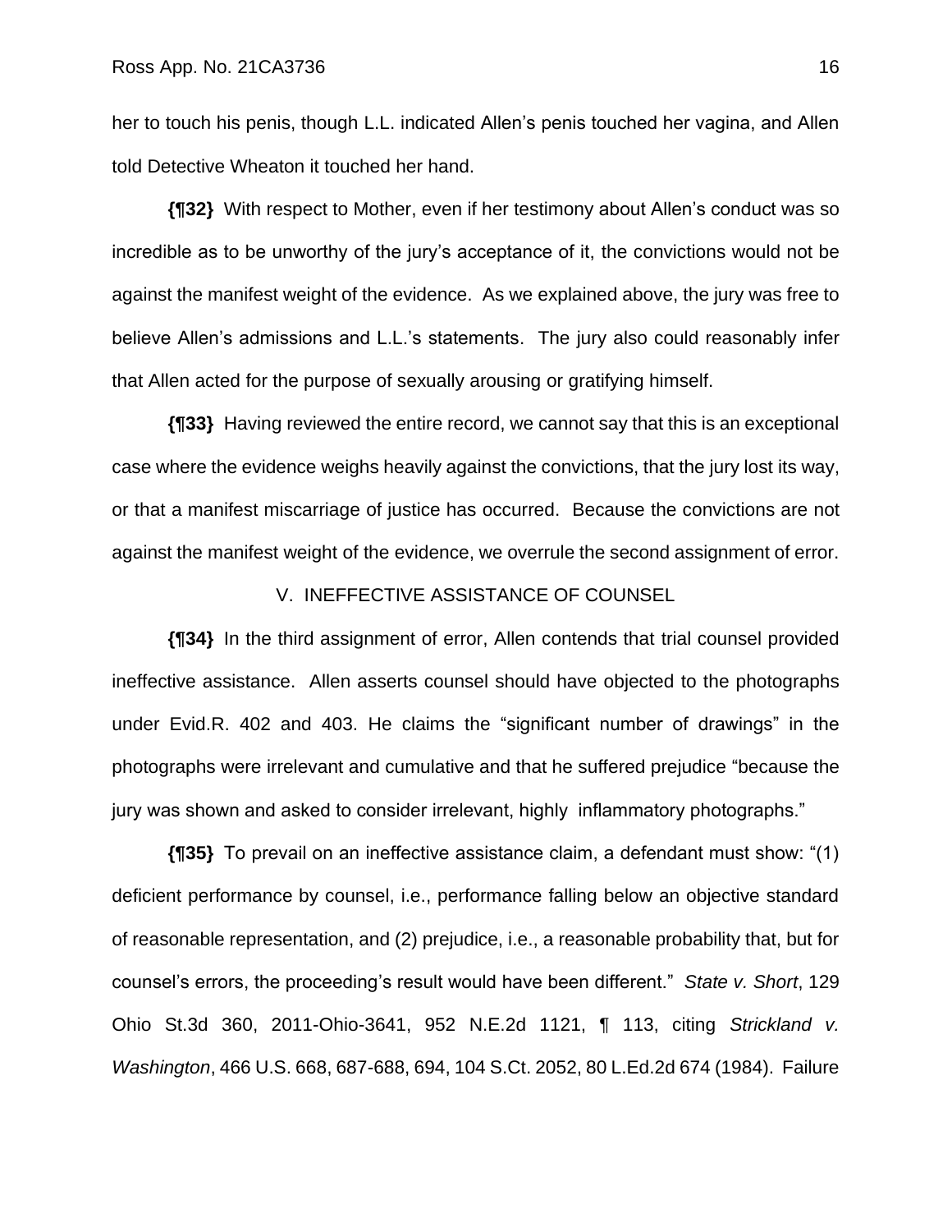her to touch his penis, though L.L. indicated Allen's penis touched her vagina, and Allen told Detective Wheaton it touched her hand.

**{¶32}** With respect to Mother, even if her testimony about Allen's conduct was so incredible as to be unworthy of the jury's acceptance of it, the convictions would not be against the manifest weight of the evidence. As we explained above, the jury was free to believe Allen's admissions and L.L.'s statements. The jury also could reasonably infer that Allen acted for the purpose of sexually arousing or gratifying himself.

**{¶33}** Having reviewed the entire record, we cannot say that this is an exceptional case where the evidence weighs heavily against the convictions, that the jury lost its way, or that a manifest miscarriage of justice has occurred. Because the convictions are not against the manifest weight of the evidence, we overrule the second assignment of error.

## V. INEFFECTIVE ASSISTANCE OF COUNSEL

**{¶34}** In the third assignment of error, Allen contends that trial counsel provided ineffective assistance. Allen asserts counsel should have objected to the photographs under Evid.R. 402 and 403. He claims the "significant number of drawings" in the photographs were irrelevant and cumulative and that he suffered prejudice "because the jury was shown and asked to consider irrelevant, highly inflammatory photographs."

**{¶35}** To prevail on an ineffective assistance claim, a defendant must show: "(1) deficient performance by counsel, i.e., performance falling below an objective standard of reasonable representation, and (2) prejudice, i.e., a reasonable probability that, but for counsel's errors, the proceeding's result would have been different." *State v. Short*, 129 Ohio St.3d 360, 2011-Ohio-3641, 952 N.E.2d 1121, ¶ 113, citing *Strickland v. Washington*, 466 U.S. 668, 687-688, 694, 104 S.Ct. 2052, 80 L.Ed.2d 674 (1984). Failure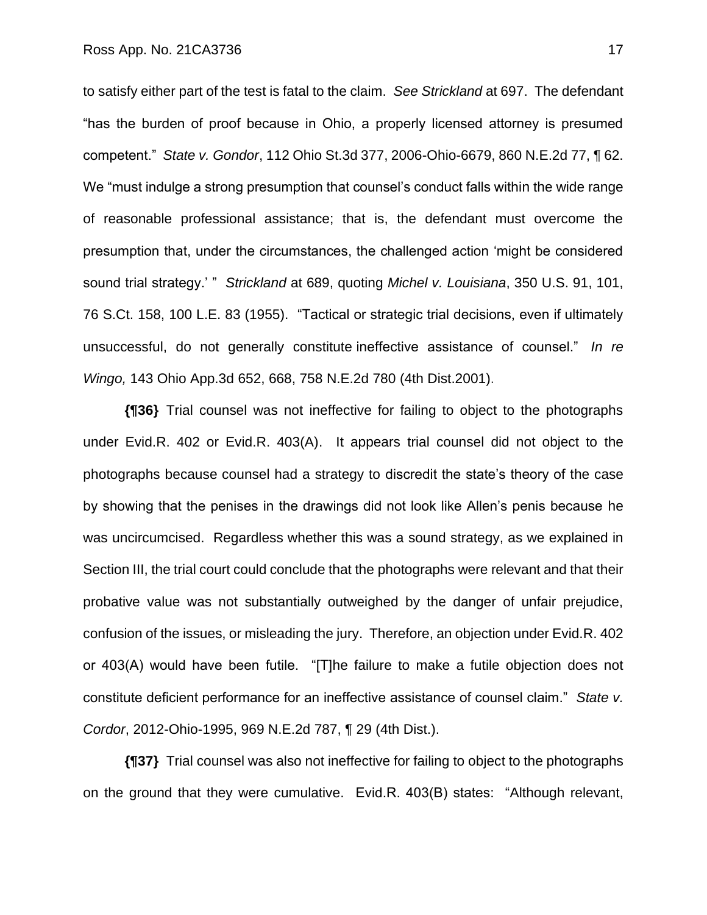to satisfy either part of the test is fatal to the claim. *See Strickland* at 697. The defendant "has the burden of proof because in Ohio, a properly licensed attorney is presumed competent." *State v. Gondor*, 112 Ohio St.3d 377, 2006-Ohio-6679, 860 N.E.2d 77, ¶ 62. We "must indulge a strong presumption that counsel's conduct falls within the wide range of reasonable professional assistance; that is, the defendant must overcome the presumption that, under the circumstances, the challenged action 'might be considered sound trial strategy.' " *Strickland* at 689, quoting *Michel v. Louisiana*, 350 U.S. 91, 101, 76 S.Ct. 158, 100 L.E. 83 (1955). "Tactical or strategic trial decisions, even if ultimately unsuccessful, do not generally constitute ineffective assistance of counsel." *In re Wingo,* 143 Ohio App.3d 652, 668, 758 N.E.2d 780 (4th Dist.2001).

**{¶36}** Trial counsel was not ineffective for failing to object to the photographs under Evid.R. 402 or Evid.R. 403(A). It appears trial counsel did not object to the photographs because counsel had a strategy to discredit the state's theory of the case by showing that the penises in the drawings did not look like Allen's penis because he was uncircumcised. Regardless whether this was a sound strategy, as we explained in Section III, the trial court could conclude that the photographs were relevant and that their probative value was not substantially outweighed by the danger of unfair prejudice, confusion of the issues, or misleading the jury. Therefore, an objection under Evid.R. 402 or 403(A) would have been futile. "[T]he failure to make a futile objection does not constitute deficient performance for an ineffective assistance of counsel claim." *State v. Cordor*, 2012-Ohio-1995, 969 N.E.2d 787, ¶ 29 (4th Dist.).

**{¶37}** Trial counsel was also not ineffective for failing to object to the photographs on the ground that they were cumulative. Evid.R. 403(B) states: "Although relevant,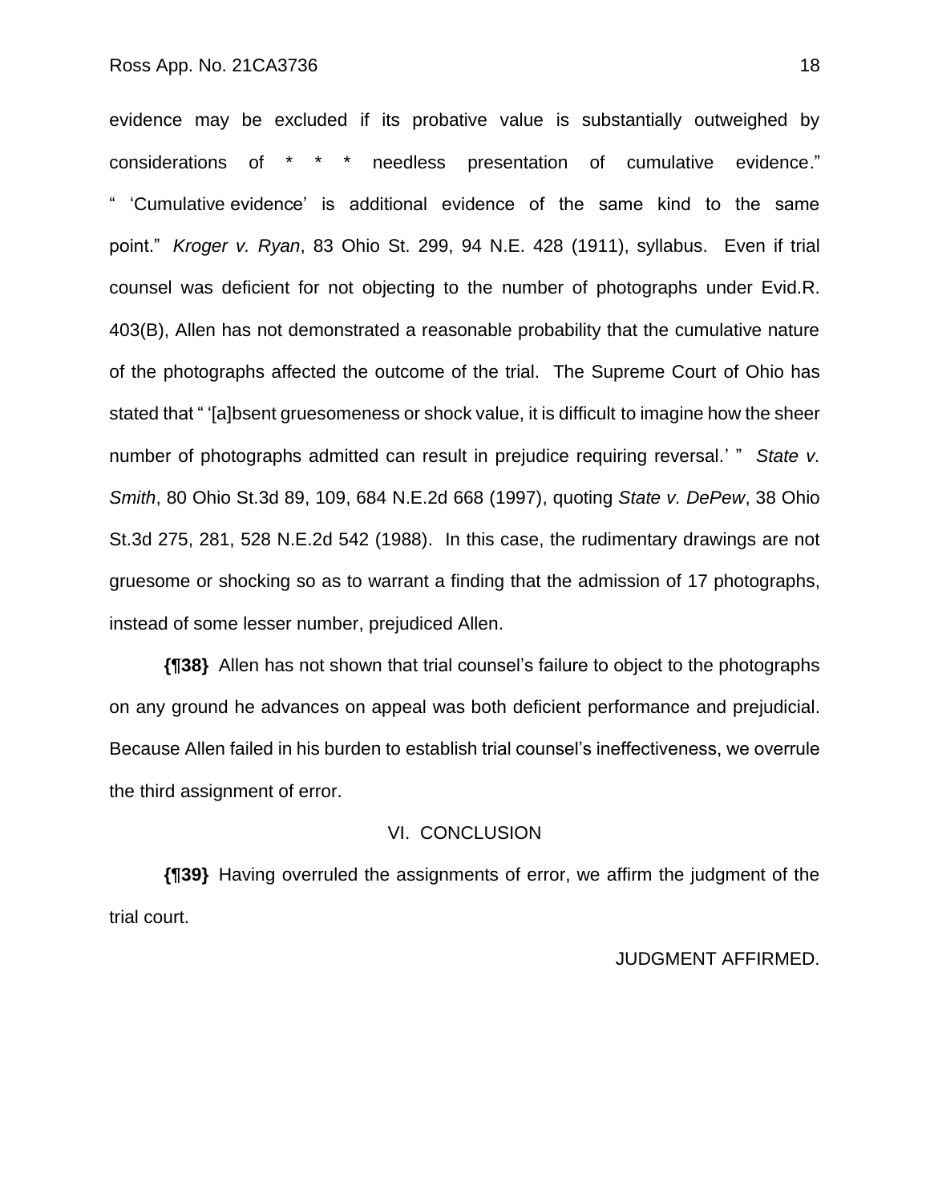evidence may be excluded if its probative value is substantially outweighed by considerations of * * * needless presentation of cumulative evidence." " 'Cumulative evidence' is additional evidence of the same kind to the same point." *Kroger v. Ryan*, 83 Ohio St. 299, 94 N.E. 428 (1911), syllabus. Even if trial counsel was deficient for not objecting to the number of photographs under Evid.R. 403(B), Allen has not demonstrated a reasonable probability that the cumulative nature of the photographs affected the outcome of the trial. The Supreme Court of Ohio has stated that " '[a]bsent gruesomeness or shock value, it is difficult to imagine how the sheer number of photographs admitted can result in prejudice requiring reversal.' " *State v. Smith*, 80 Ohio St.3d 89, 109, 684 N.E.2d 668 (1997), quoting *State v. DePew*, 38 Ohio St.3d 275, 281, 528 N.E.2d 542 (1988). In this case, the rudimentary drawings are not gruesome or shocking so as to warrant a finding that the admission of 17 photographs, instead of some lesser number, prejudiced Allen.

**{¶38}** Allen has not shown that trial counsel's failure to object to the photographs on any ground he advances on appeal was both deficient performance and prejudicial. Because Allen failed in his burden to establish trial counsel's ineffectiveness, we overrule the third assignment of error.

## VI. CONCLUSION

**{¶39}** Having overruled the assignments of error, we affirm the judgment of the trial court.

JUDGMENT AFFIRMED.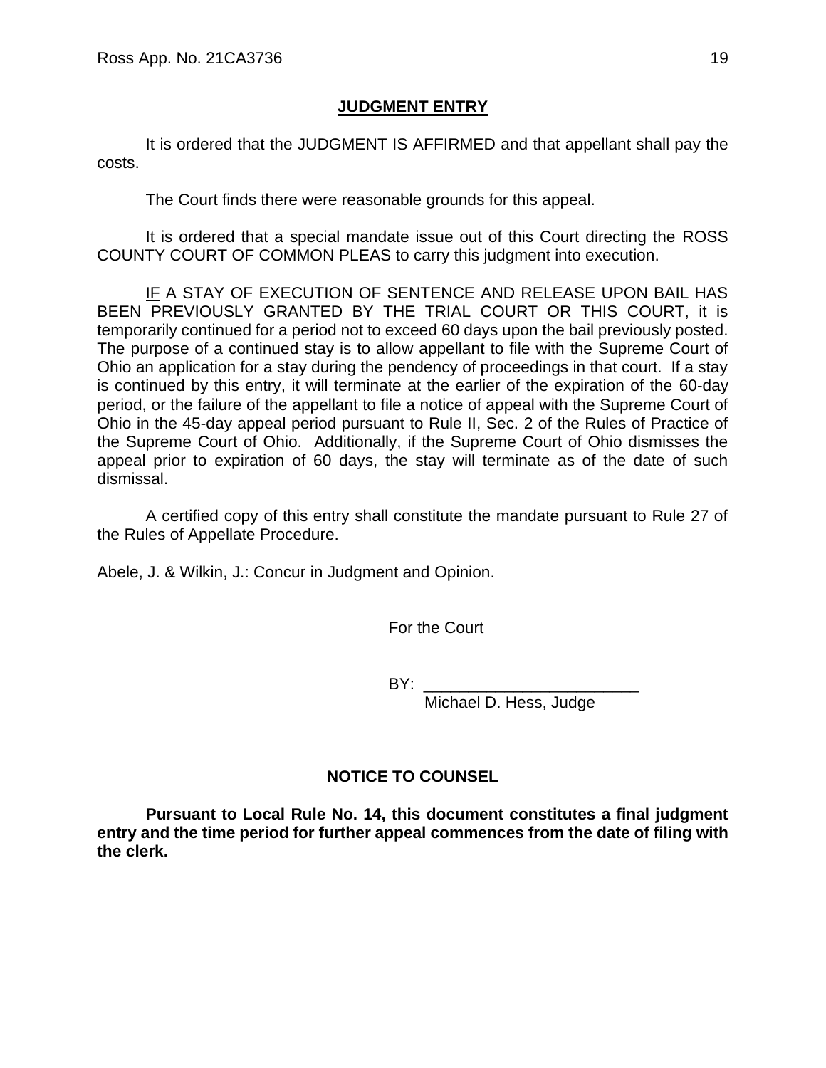## JUDGMENT ENTRY

It is ordered that the JUDGMENT IS AFFIRMED and that appellant shall pay the costs.

The Court finds there were reasonable grounds for this appeal.

It is ordered that a special mandate issue out of this Court directing the ROSS COUNTY COURT OF COMMON PLEAS to carry this judgment into execution.

IF A STAY OF EXECUTION OF SENTENCE AND RELEASE UPON BAIL HAS BEEN PREVIOUSLY GRANTED BY THE TRIAL COURT OR THIS COURT, it is temporarily continued for a period not to exceed 60 days upon the bail previously posted. The purpose of a continued stay is to allow appellant to file with the Supreme Court of Ohio an application for a stay during the pendency of proceedings in that court. If a stay is continued by this entry, it will terminate at the earlier of the expiration of the 60-day period, or the failure of the appellant to file a notice of appeal with the Supreme Court of Ohio in the 45-day appeal period pursuant to Rule II, Sec. 2 of the Rules of Practice of the Supreme Court of Ohio. Additionally, if the Supreme Court of Ohio dismisses the appeal prior to expiration of 60 days, the stay will terminate as of the date of such dismissal.

A certified copy of this entry shall constitute the mandate pursuant to Rule 27 of the Rules of Appellate Procedure.

Abele, J. & Wilkin, J.: Concur in Judgment and Opinion.

For the Court

BY: ________________________
Michael D. Hess, Judge

### NOTICE TO COUNSEL

**Pursuant to Local Rule No. 14, this document constitutes a final judgment entry and the time period for further appeal commences from the date of filing with the clerk.**